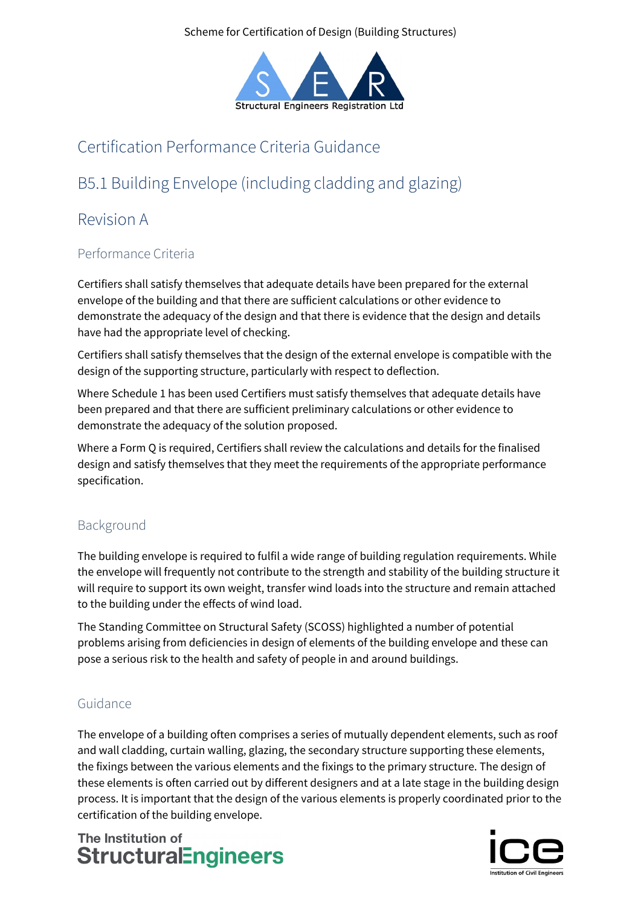Scheme for Certification of Design (Building Structures)

# Certification Performance Criteria Guidance

# B5.1 Building Envelope (including cladding and glazing)

# Revision A

## Performance Criteria

Certifiers shall satisfy themselves that adequate details have been prepared for the external envelope of the building and that there are sufficient calculations or other evidence to demonstrate the adequacy of the design and that there is evidence that the design and details have had the appropriate level of checking.

Certifiers shall satisfy themselves that the design of the external envelope is compatible with the design of the supporting structure, particularly with respect to deflection.

Where Schedule 1 has been used Certifiers must satisfy themselves that adequate details have been prepared and that there are sufficient preliminary calculations or other evidence to demonstrate the adequacy of the solution proposed.

Where a Form Q is required, Certifiers shall review the calculations and details for the finalised design and satisfy themselves that they meet the requirements of the appropriate performance specification.

## Background

The building envelope is required to fulfil a wide range of building regulation requirements. While the envelope will frequently not contribute to the strength and stability of the building structure it will require to support its own weight, transfer wind loads into the structure and remain attached to the building under the effects of wind load.

The Standing Committee on Structural Safety (SCOSS) highlighted a number of potential problems arising from deficiencies in design of elements of the building envelope and these can pose a serious risk to the health and safety of people in and around buildings.

## Guidance

The envelope of a building often comprises a series of mutually dependent elements, such as roof and wall cladding, curtain walling, glazing, the secondary structure supporting these elements, the fixings between the various elements and the fixings to the primary structure. The design of these elements is often carried out by different designers and at a late stage in the building design process. It is important that the design of the various elements is properly coordinated prior to the certification of the building envelope.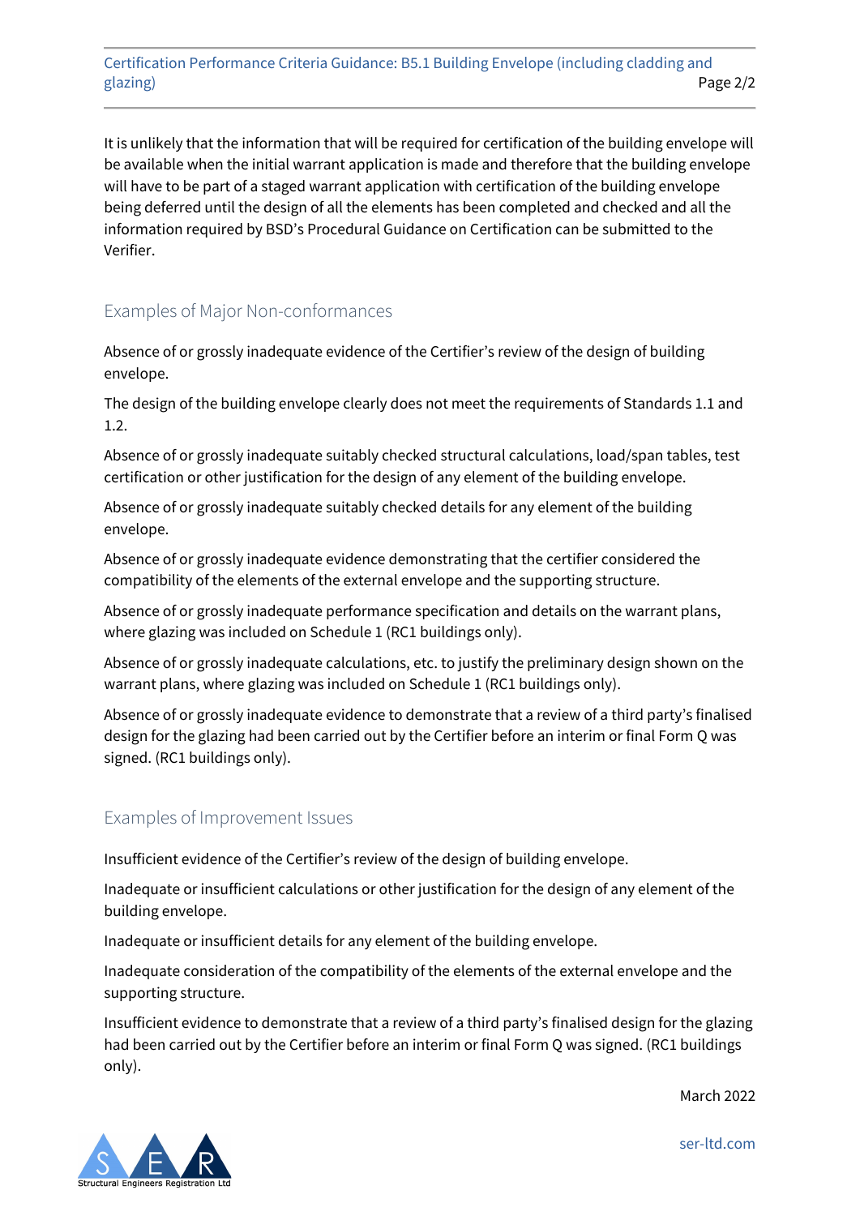It is unlikely that the information that will be required for certification of the building envelope will be available when the initial warrant application is made and therefore that the building envelope will have to be part of a staged warrant application with certification of the building envelope being deferred until the design of all the elements has been completed and checked and all the information required by BSD's Procedural Guidance on Certification can be submitted to the Verifier.

## Examples of Major Non-conformances

Absence of or grossly inadequate evidence of the Certifier's review of the design of building envelope.

The design of the building envelope clearly does not meet the requirements of Standards 1.1 and 1.2.

Absence of or grossly inadequate suitably checked structural calculations, load/span tables, test certification or other justification for the design of any element of the building envelope.

Absence of or grossly inadequate suitably checked details for any element of the building envelope.

Absence of or grossly inadequate evidence demonstrating that the certifier considered the compatibility of the elements of the external envelope and the supporting structure.

Absence of or grossly inadequate performance specification and details on the warrant plans, where glazing was included on Schedule 1 (RC1 buildings only).

Absence of or grossly inadequate calculations, etc. to justify the preliminary design shown on the warrant plans, where glazing was included on Schedule 1 (RC1 buildings only).

Absence of or grossly inadequate evidence to demonstrate that a review of a third party's finalised design for the glazing had been carried out by the Certifier before an interim or final Form Q was signed. (RC1 buildings only).

## Examples of Improvement Issues

Insufficient evidence of the Certifier's review of the design of building envelope.

Inadequate or insufficient calculations or other justification for the design of any element of the building envelope.

Inadequate or insufficient details for any element of the building envelope.

Inadequate consideration of the compatibility of the elements of the external envelope and the supporting structure.

Insufficient evidence to demonstrate that a review of a third party's finalised design for the glazing had been carried out by the Certifier before an interim or final Form Q was signed. (RC1 buildings only).

March 2022

SER Structural Engineers Registration Ltd

ser-ltd.com